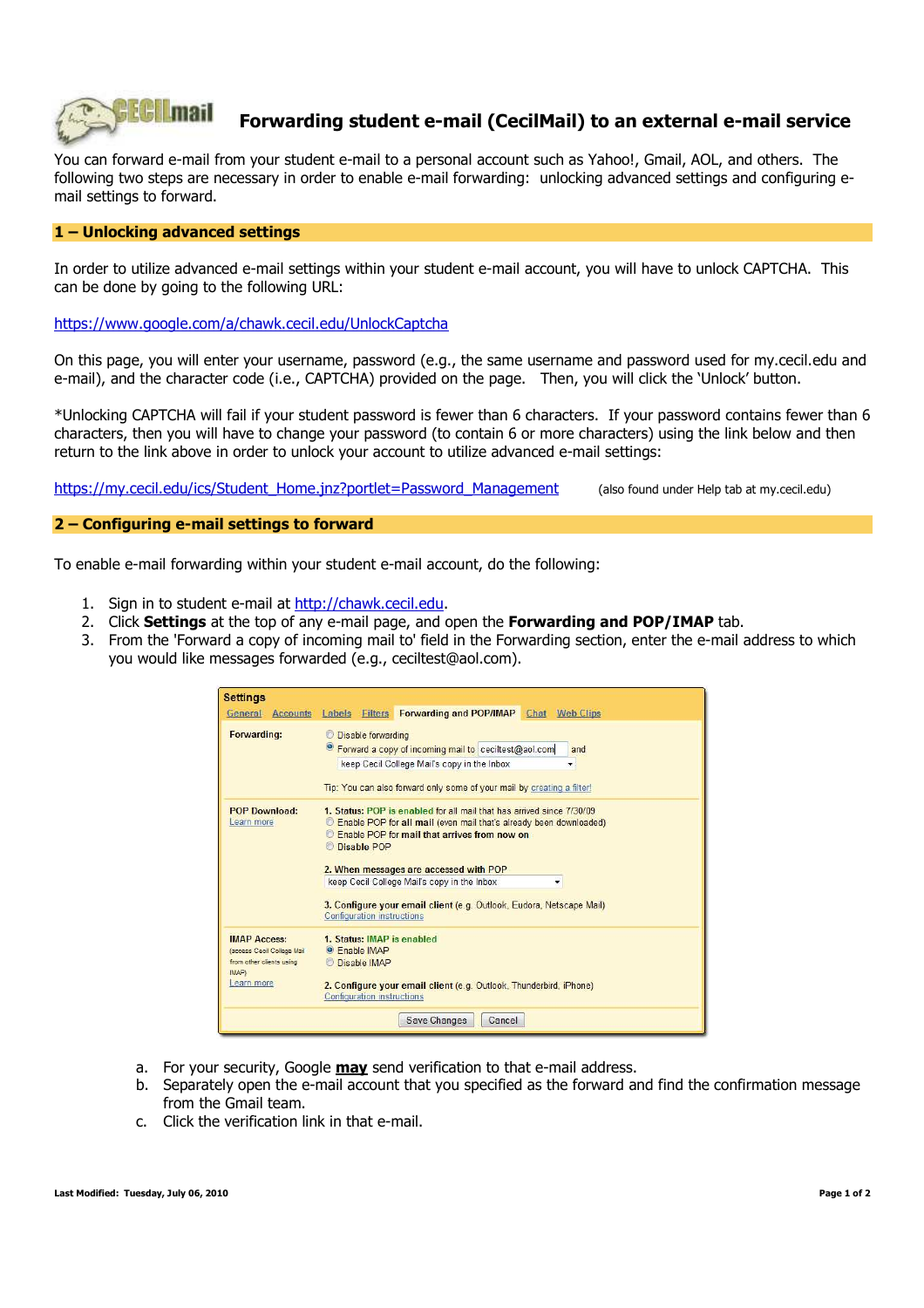# Forwarding student e-mail (CecilMail) to an external e-mail service

You can forward e-mail from your student e-mail to a personal account such as Yahoo!, Gmail, AOL, and others. The following two steps are necessary in order to enable e-mail forwarding: unlocking advanced settings and configuring e-mail settings to forward.

## 1 – Unlocking advanced settings

In order to utilize advanced e-mail settings within your student e-mail account, you will have to unlock CAPTCHA. This can be done by going to the following URL:

https://www.google.com/a/chawk.cecil.edu/UnlockCaptcha

On this page, you will enter your username, password (e.g., the same username and password used for my.cecil.edu and e-mail), and the character code (i.e., CAPTCHA) provided on the page. Then, you will click the 'Unlock' button.

*Unlocking CAPTCHA will fail if your student password is fewer than 6 characters. If your password contains fewer than 6 characters, then you will have to change your password (to contain 6 or more characters) using the link below and then return to the link above in order to unlock your account to utilize advanced e-mail settings:

https://my.cecil.edu/ics/Student_Home.jnz?portlet=Password_Management (also found under Help tab at my.cecil.edu)

## 2 – Configuring e-mail settings to forward

To enable e-mail forwarding within your student e-mail account, do the following:

1. Sign in to student e-mail at http://chawk.cecil.edu.
2. Click **Settings** at the top of any e-mail page, and open the **Forwarding and POP/IMAP** tab.
3. From the 'Forward a copy of incoming mail to' field in the Forwarding section, enter the e-mail address to which you would like messages forwarded (e.g., ceciltest@aol.com).

   a. For your security, Google **may** send verification to that e-mail address.
   b. Separately open the e-mail account that you specified as the forward and find the confirmation message from the Gmail team.
   c. Click the verification link in that e-mail.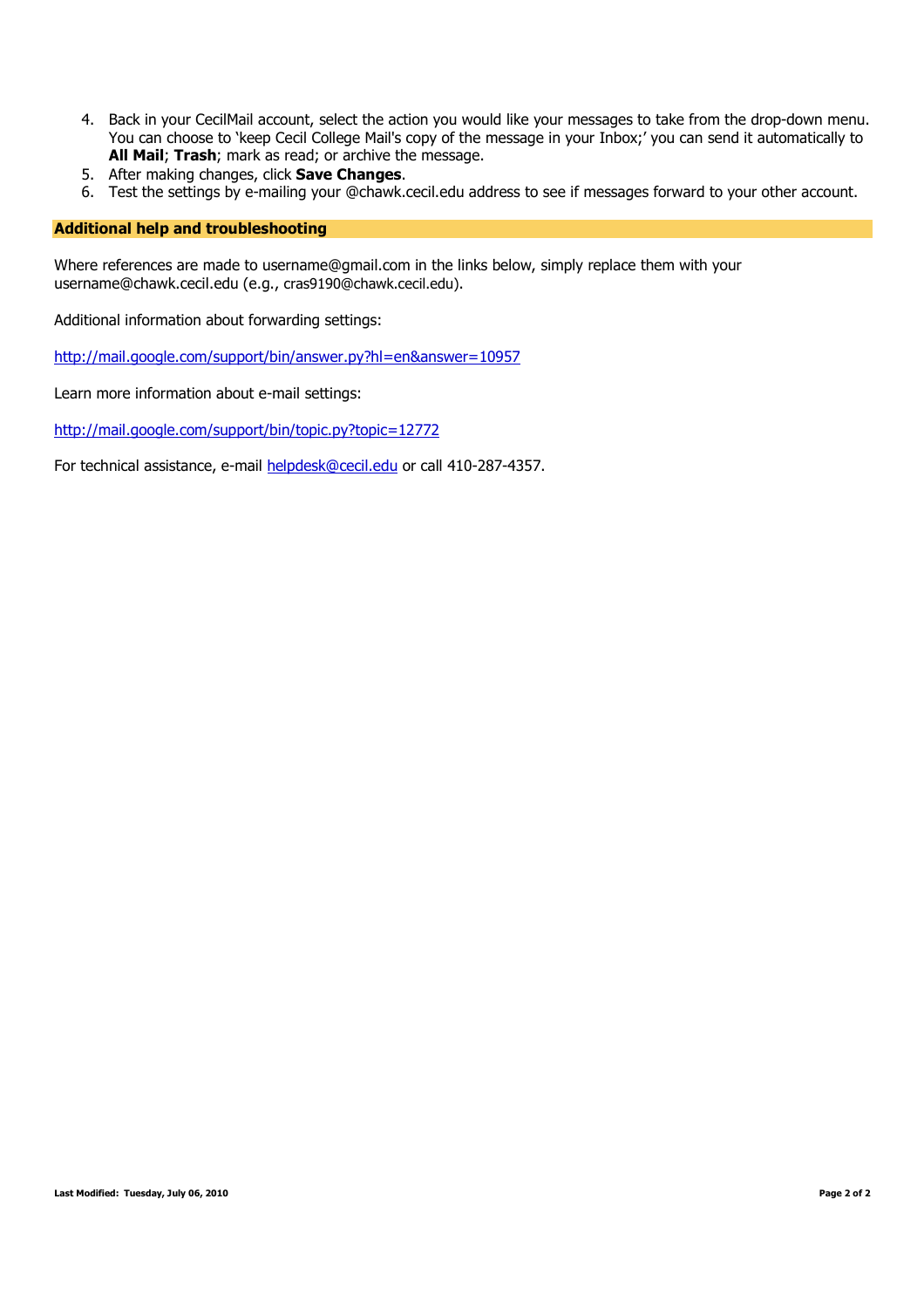4. Back in your CecilMail account, select the action you would like your messages to take from the drop-down menu. You can choose to 'keep Cecil College Mail's copy of the message in your Inbox;' you can send it automatically to **All Mail**; **Trash**; mark as read; or archive the message.
5. After making changes, click **Save Changes**.
6. Test the settings by e-mailing your @chawk.cecil.edu address to see if messages forward to your other account.

## Additional help and troubleshooting

Where references are made to username@gmail.com in the links below, simply replace them with your username@chawk.cecil.edu (e.g., cras9190@chawk.cecil.edu).

Additional information about forwarding settings:

http://mail.google.com/support/bin/answer.py?hl=en&answer=10957

Learn more information about e-mail settings:

http://mail.google.com/support/bin/topic.py?topic=12772

For technical assistance, e-mail helpdesk@cecil.edu or call 410-287-4357.

**Last Modified: Tuesday, July 06, 2010**